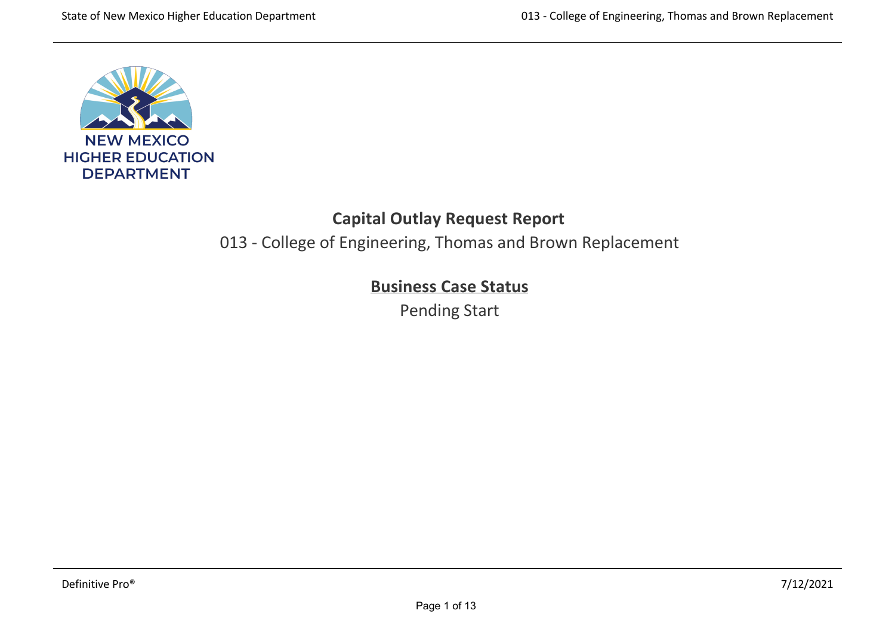NEW MEXICO HIGHER EDUCATION DEPARTMENT

# Capital Outlay Request Report

013 - College of Engineering, Thomas and Brown Replacement

## Business Case Status

Pending Start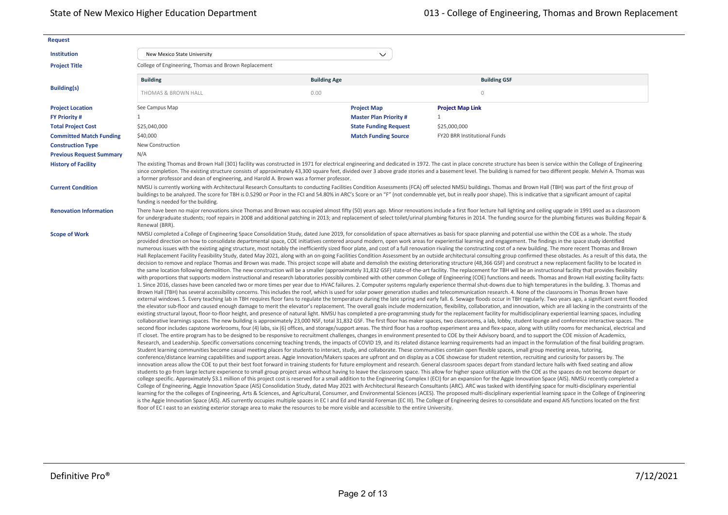**Request**

**Institution**: New Mexico State University

**Project Title**: College of Engineering, Thomas and Brown Replacement

**Building(s)**

| Building | Building Age | Building GSF |
| --- | --- | --- |
| THOMAS & BROWN HALL | 0.00 | 0 |

| | | | |
| --- | --- | --- | --- |
| **Project Location** | See Campus Map | **Project Map** | **Project Map Link** |
| **FY Priority #** | 1 | **Master Plan Priority #** | 1 |
| **Total Project Cost** | $25,040,000 | **State Funding Request** | $25,000,000 |
| **Committed Match Funding** | $40,000 | **Match Funding Source** | FY20 BRR Institutional Funds |
| **Construction Type** | New Construction | | |
| **Previous Request Summary** | N/A | | |

**History of Facility**

The existing Thomas and Brown Hall (301) facility was constructed in 1971 for electrical engineering and dedicated in 1972. The cast in place concrete structure has been is service within the College of Engineering since completion. The existing structure consists of approximately 43,300 square feet, divided over 3 above grade stories and a basement level. The building is named for two different people. Melvin A. Thomas was a former professor and dean of engineering, and Harold A. Brown was a former professor.

**Current Condition**

NMSU is currently working with Architectural Research Consultants to conducting Facilities Condition Assessments (FCA) off selected NMSU buildings. Thomas and Brown Hall (TBH) was part of the first group of buildings to be analyzed. The score for TBH is 0.5290 or Poor in the FCI and 54.80% in ARC's Score or an "F" (not condemnable yet, but in really poor shape). This is indicative that a significant amount of capital funding is needed for the building.

**Renovation Information**

There have been no major renovations since Thomas and Brown was occupied almost fifty (50) years ago. Minor renovations include a first floor lecture hall lighting and ceiling upgrade in 1991 used as a classroom for undergraduate students; roof repairs in 2008 and additional patching in 2013; and replacement of select toilet/urinal plumbing fixtures in 2014. The funding source for the plumbing fixtures was Building Repair & Renewal (BRR).

**Scope of Work**

NMSU completed a College of Engineering Space Consolidation Study, dated June 2019, for consolidation of space alternatives as basis for space planning and potential use within the COE as a whole. The study provided direction on how to consolidate departmental space, COE initiatives centered around modern, open work areas for experiential learning and engagement. The findings in the space study identified numerous issues with the existing aging structure, most notably the inefficiently sized floor plate, and cost of a full renovation rivaling the constructing cost of a new building. The more recent Thomas and Brown Hall Replacement Facility Feasibility Study, dated May 2021, along with an on-going Facilities Condition Assessment by an outside architectural consulting group confirmed these obstacles. As a result of this data, the decision to remove and replace Thomas and Brown was made. This project scope will abate and demolish the existing deteriorating structure (48,366 GSF) and construct a new replacement facility to be located in the same location following demolition. The new construction will be a smaller (approximately 31,832 GSF) state-of-the-art facility. The replacement for TBH will be an instructional facility that provides flexibility with proportions that supports modern instructional and research laboratories possibly combined with other common College of Engineering (COE) functions and needs. Thomas and Brown Hall existing facility facts: 1. Since 2016, classes have been canceled two or more times per year due to HVAC failures. 2. Computer systems regularly experience thermal shut-downs due to high temperatures in the building. 3. Thomas and Brown Hall (TBH) has several accessibility concerns. This includes the roof, which is used for solar power generation studies and telecommunication research. 4. None of the classrooms in Thomas Brown have external windows. 5. Every teaching lab in TBH requires floor fans to regulate the temperature during the late spring and early fall. 6. Sewage floods occur in TBH regularly. Two years ago, a significant event flooded the elevator sub-floor and caused enough damage to merit the elevator's replacement. The overall goals include modernization, flexibility, collaboration, and innovation, which are all lacking in the constraints of the existing structural layout, floor-to-floor height, and presence of natural light. NMSU has completed a pre-programming study for the replacement facility for multidisciplinary experiential learning spaces, including collaborative learnings spaces. The new building is approximately 23,000 NSF, total 31,832 GSF. The first floor has maker spaces, two classrooms, a lab, lobby, student lounge and conference interactive spaces. The second floor includes capstone workrooms, four (4) labs, six (6) offices, and storage/support areas. The third floor has a rooftop experiment area and flex-space, along with utility rooms for mechanical, electrical and IT closet. The entire program has to be designed to be responsive to recruitment challenges, changes in environment presented to COE by their Advisory board, and to support the COE mission of Academics, Research, and Leadership. Specific conversations concerning teaching trends, the impacts of COVID 19, and its related distance learning requirements had an impact in the formulation of the final building program. Student learning communities become casual meeting places for students to interact, study, and collaborate. These communities contain open flexible spaces, small group meeting areas, tutoring, conference/distance learning capabilities and support areas. Aggie Innovation/Makers spaces are upfront and on display as a COE showcase for student retention, recruiting and curiosity for passers by. The innovation areas allow the COE to put their best foot forward in training students for future employment and research. General classroom spaces depart from standard lecture halls with fixed seating and allow students to go from large lecture experience to small group project areas without having to leave the classroom space. This allow for higher space utilization with the COE as the spaces do not become depart or college specific. Approximately $3.1 million of this project cost is reserved for a small addition to the Engineering Complex I (ECI) for an expansion for the Aggie Innovation Space (AIS). NMSU recently completed a College of Engineering, Aggie Innovation Space (AIS) Consolidation Study, dated May 2021 with Architectural Research Consultants (ARC). ARC was tasked with identifying space for multi-disciplinary experiential learning for the the colleges of Engineering, Arts & Sciences, and Agricultural, Consumer, and Environmental Sciences (ACES). The proposed multi-disciplinary experiential learning space in the College of Engineering is the Aggie Innovation Space (AIS). AIS currently occupies multiple spaces in EC I and Ed and Harold Foreman (EC III). The College of Engineering desires to consolidate and expand AIS functions located on the first floor of EC I east to an existing exterior storage area to make the resources to be more visible and accessible to the entire University.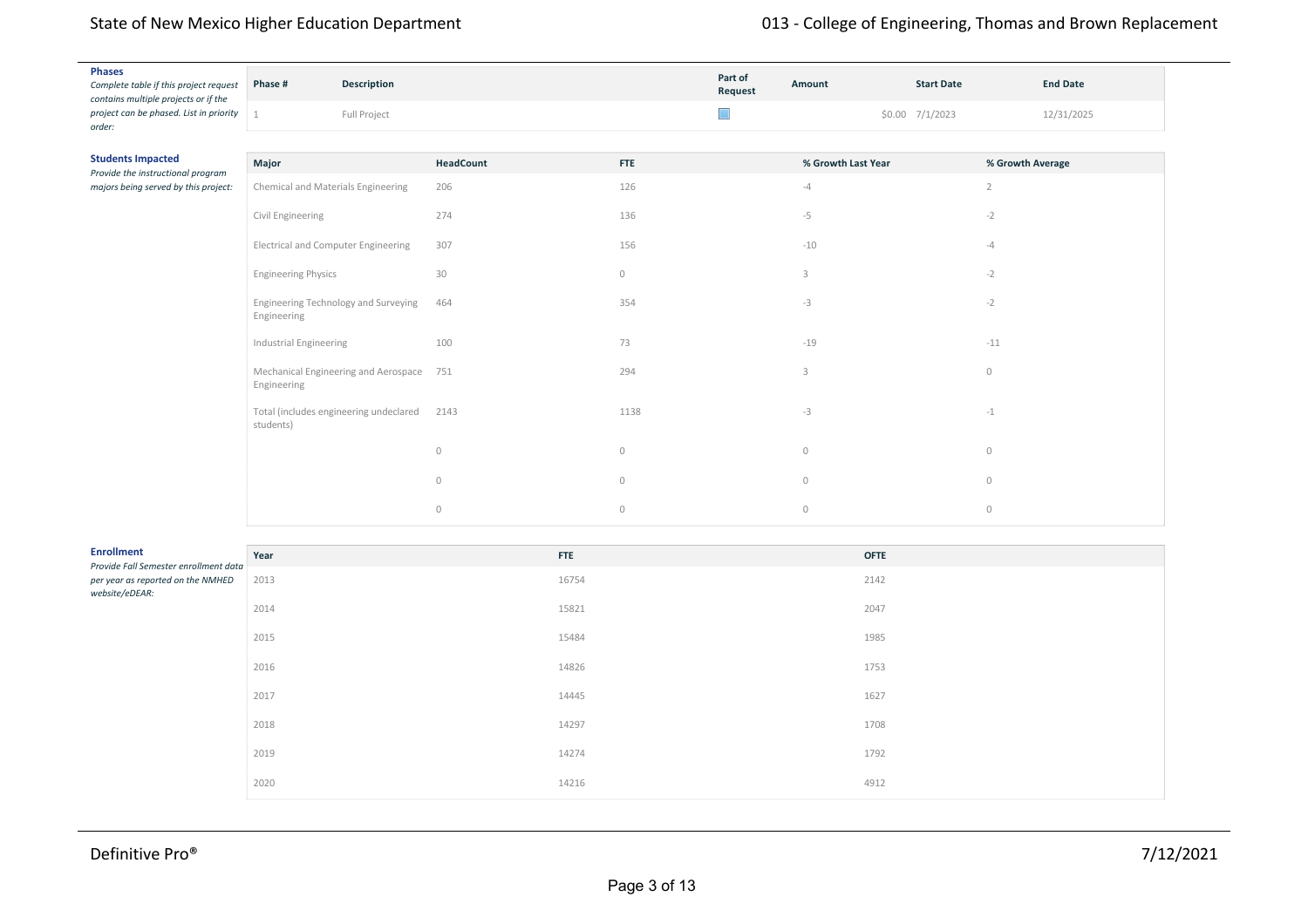**Phases**
*Complete table if this project request contains multiple projects or if the project can be phased. List in priority order:*

| Phase # | Description | Part of Request | Amount | Start Date | End Date |
| --- | --- | --- | --- | --- | --- |
| 1 | Full Project | ☐ | $0.00 | 7/1/2023 | 12/31/2025 |

**Students Impacted**
*Provide the instructional program majors being served by this project:*

| Major | HeadCount | FTE | % Growth Last Year | % Growth Average |
| --- | --- | --- | --- | --- |
| Chemical and Materials Engineering | 206 | 126 | -4 | 2 |
| Civil Engineering | 274 | 136 | -5 | -2 |
| Electrical and Computer Engineering | 307 | 156 | -10 | -4 |
| Engineering Physics | 30 | 0 | 3 | -2 |
| Engineering Technology and Surveying Engineering | 464 | 354 | -3 | -2 |
| Industrial Engineering | 100 | 73 | -19 | -11 |
| Mechanical Engineering and Aerospace Engineering | 751 | 294 | 3 | 0 |
| Total (includes engineering undeclared students) | 2143 | 1138 | -3 | -1 |
| | 0 | 0 | 0 | 0 |
| | 0 | 0 | 0 | 0 |
| | 0 | 0 | 0 | 0 |

**Enrollment**
*Provide Fall Semester enrollment data per year as reported on the NMHED website/eDEAR:*

| Year | FTE | OFTE |
| --- | --- | --- |
| 2013 | 16754 | 2142 |
| 2014 | 15821 | 2047 |
| 2015 | 15484 | 1985 |
| 2016 | 14826 | 1753 |
| 2017 | 14445 | 1627 |
| 2018 | 14297 | 1708 |
| 2019 | 14274 | 1792 |
| 2020 | 14216 | 4912 |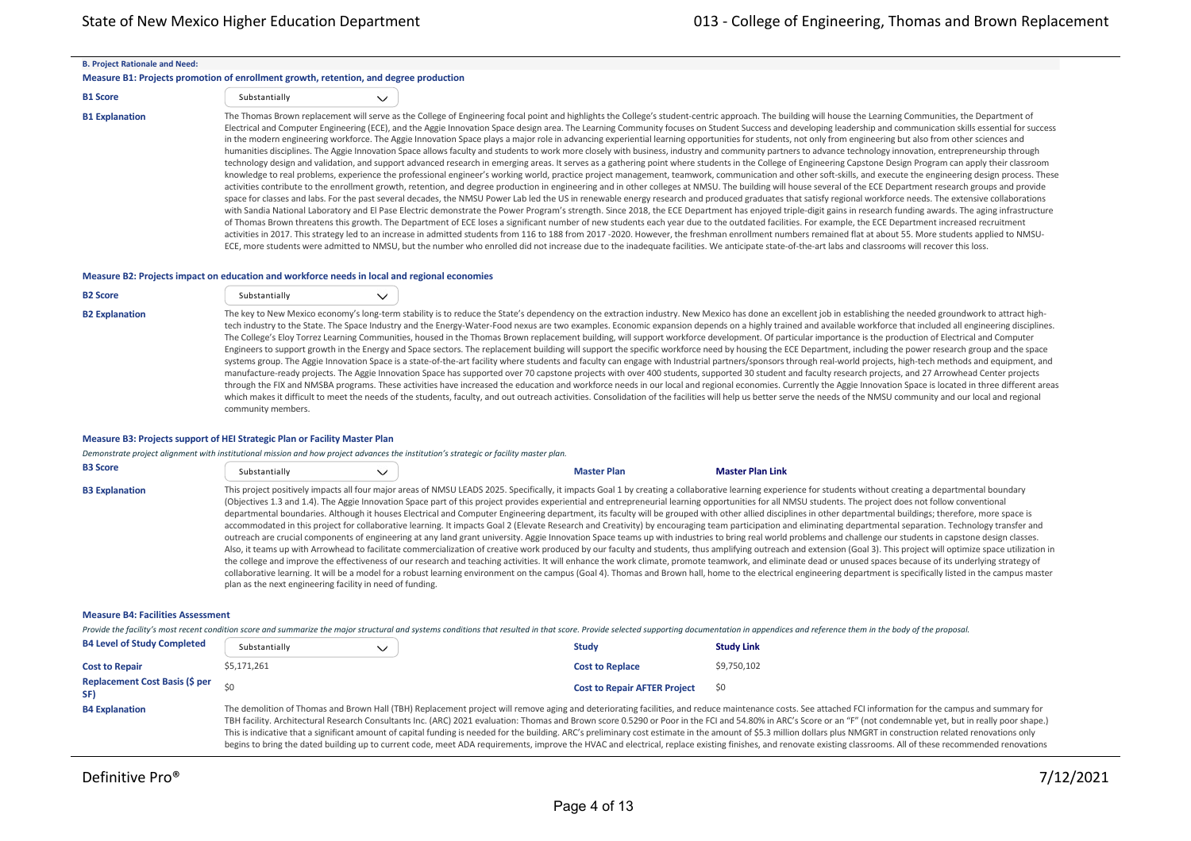## B. Project Rationale and Need:

### Measure B1: Projects promotion of enrollment growth, retention, and degree production

**B1 Score**: Substantially

**B1 Explanation**: The Thomas Brown replacement will serve as the College of Engineering focal point and highlights the College's student-centric approach. The building will house the Learning Communities, the Department of Electrical and Computer Engineering (ECE), and the Aggie Innovation Space design area. The Learning Community focuses on Student Success and developing leadership and communication skills essential for success in the modern engineering workforce. The Aggie Innovation Space plays a major role in advancing experiential learning opportunities for students, not only from engineering but also from other sciences and humanities disciplines. The Aggie Innovation Space allows faculty and students to work more closely with business, industry and community partners to advance technology innovation, entrepreneurship through technology design and validation, and support advanced research in emerging areas. It serves as a gathering point where students in the College of Engineering Capstone Design Program can apply their classroom knowledge to real problems, experience the professional engineer's working world, practice project management, teamwork, communication and other soft-skills, and execute the engineering design process. These activities contribute to the enrollment growth, retention, and degree production in engineering and in other colleges at NMSU. The building will house several of the ECE Department research groups and provide space for classes and labs. For the past several decades, the NMSU Power Lab led the US in renewable energy research and produced graduates that satisfy regional workforce needs. The extensive collaborations with Sandia National Laboratory and El Pase Electric demonstrate the Power Program's strength. Since 2018, the ECE Department has enjoyed triple-digit gains in research funding awards. The aging infrastructure of Thomas Brown threatens this growth. The Department of ECE loses a significant number of new students each year due to the outdated facilities. For example, the ECE Department increased recruitment activities in 2017. This strategy led to an increase in admitted students from 116 to 188 from 2017 -2020. However, the freshman enrollment numbers remained flat at about 55. More students applied to NMSU-ECE, more students were admitted to NMSU, but the number who enrolled did not increase due to the inadequate facilities. We anticipate state-of-the-art labs and classrooms will recover this loss.

### Measure B2: Projects impact on education and workforce needs in local and regional economies

**B2 Score**: Substantially

**B2 Explanation**: The key to New Mexico economy's long-term stability is to reduce the State's dependency on the extraction industry. New Mexico has done an excellent job in establishing the needed groundwork to attract high-tech industry to the State. The Space Industry and the Energy-Water-Food nexus are two examples. Economic expansion depends on a highly trained and available workforce that included all engineering disciplines. The College's Eloy Torrez Learning Communities, housed in the Thomas Brown replacement building, will support workforce development. Of particular importance is the production of Electrical and Computer Engineers to support growth in the Energy and Space sectors. The replacement building will support the specific workforce need by housing the ECE Department, including the power research group and the space systems group. The Aggie Innovation Space is a state-of-the-art facility where students and faculty can engage with Industrial partners/sponsors through real-world projects, high-tech methods and equipment, and manufacture-ready projects. The Aggie Innovation Space has supported over 70 capstone projects with over 400 students, supported 30 student and faculty research projects, and 27 Arrowhead Center projects through the FIX and NMSBA programs. These activities have increased the education and workforce needs in our local and regional economies. Currently the Aggie Innovation Space is located in three different areas which makes it difficult to meet the needs of the students, faculty, and out outreach activities. Consolidation of the facilities will help us better serve the needs of the NMSU community and our local and regional community members.

### Measure B3: Projects support of HEI Strategic Plan or Facility Master Plan

*Demonstrate project alignment with institutional mission and how project advances the institution's strategic or facility master plan.*

| **B3 Score** | Substantially | **Master Plan** | **Master Plan Link** |
|---|---|---|---|

**B3 Explanation**: This project positively impacts all four major areas of NMSU LEADS 2025. Specifically, it impacts Goal 1 by creating a collaborative learning experience for students without creating a departmental boundary (Objectives 1.3 and 1.4). The Aggie Innovation Space part of this project provides experiential and entrepreneurial learning opportunities for all NMSU students. The project does not follow conventional departmental boundaries. Although it houses Electrical and Computer Engineering department, its faculty will be grouped with other allied disciplines in other departmental buildings; therefore, more space is accommodated in this project for collaborative learning. It impacts Goal 2 (Elevate Research and Creativity) by encouraging team participation and eliminating departmental separation. Technology transfer and outreach are crucial components of engineering at any land grant university. Aggie Innovation Space teams up with industries to bring real world problems and challenge our students in capstone design classes. Also, it teams up with Arrowhead to facilitate commercialization of creative work produced by our faculty and students, thus amplifying outreach and extension (Goal 3). This project will optimize space utilization in the college and improve the effectiveness of our research and teaching activities. It will enhance the work climate, promote teamwork, and eliminate dead or unused spaces because of its underlying strategy of collaborative learning. It will be a model for a robust learning environment on the campus (Goal 4). Thomas and Brown hall, home to the electrical engineering department is specifically listed in the campus master plan as the next engineering facility in need of funding.

### Measure B4: Facilities Assessment

*Provide the facility's most recent condition score and summarize the major structural and systems conditions that resulted in that score. Provide selected supporting documentation in appendices and reference them in the body of the proposal.*

| | | | |
|---|---|---|---|
| **B4 Level of Study Completed** | Substantially | **Study** | **Study Link** |
| **Cost to Repair** | $5,171,261 | **Cost to Replace** | $9,750,102 |
| **Replacement Cost Basis ($ per SF)** | $0 | **Cost to Repair AFTER Project** | $0 |

**B4 Explanation**: The demolition of Thomas and Brown Hall (TBH) Replacement project will remove aging and deteriorating facilities, and reduce maintenance costs. See attached FCI information for the campus and summary for TBH facility. Architectural Research Consultants Inc. (ARC) 2021 evaluation: Thomas and Brown score 0.5290 or Poor in the FCI and 54.80% in ARC's Score or an "F" (not condemnable yet, but in really poor shape.) This is indicative that a significant amount of capital funding is needed for the building. ARC's preliminary cost estimate in the amount of $5.3 million dollars plus NMGRT in construction related renovations only begins to bring the dated building up to current code, meet ADA requirements, improve the HVAC and electrical, replace existing finishes, and renovate existing classrooms. All of these recommended renovations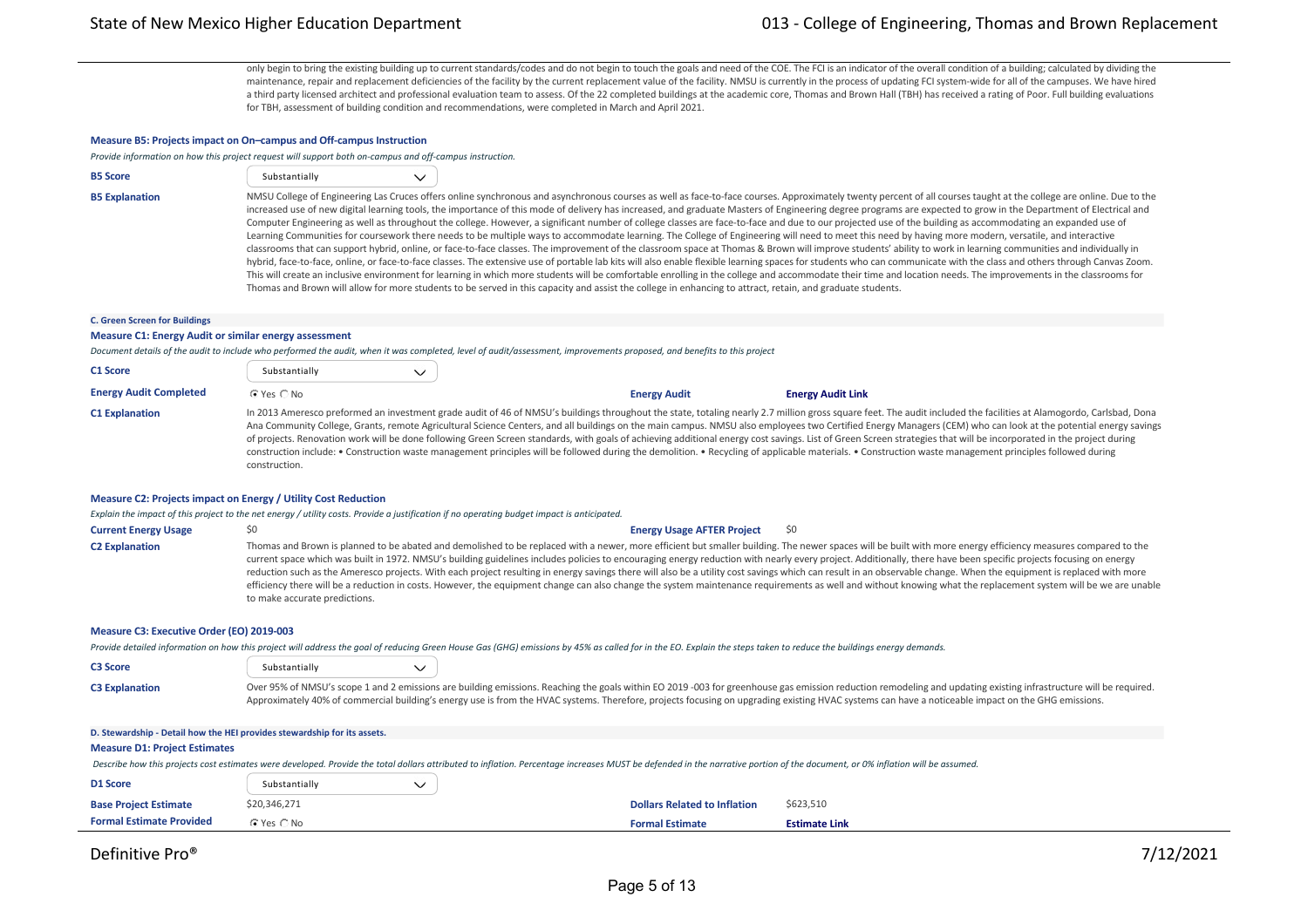only begin to bring the existing building up to current standards/codes and do not begin to touch the goals and need of the COE. The FCI is an indicator of the overall condition of a building; calculated by dividing the maintenance, repair and replacement deficiencies of the facility by the current replacement value of the facility. NMSU is currently in the process of updating FCI system-wide for all of the campuses. We have hired a third party licensed architect and professional evaluation team to assess. Of the 22 completed buildings at the academic core, Thomas and Brown Hall (TBH) has received a rating of Poor. Full building evaluations for TBH, assessment of building condition and recommendations, were completed in March and April 2021.

### Measure B5: Projects impact on On–campus and Off-campus Instruction

*Provide information on how this project request will support both on-campus and off-campus instruction.*

**B5 Score**: Substantially

**B5 Explanation**: NMSU College of Engineering Las Cruces offers online synchronous and asynchronous courses as well as face-to-face courses. Approximately twenty percent of all courses taught at the college are online. Due to the increased use of new digital learning tools, the importance of this mode of delivery has increased, and graduate Masters of Engineering degree programs are expected to grow in the Department of Electrical and Computer Engineering as well as throughout the college. However, a significant number of college classes are face-to-face and due to our projected use of the building as accommodating an expanded use of Learning Communities for coursework there needs to be multiple ways to accommodate learning. The College of Engineering will need to meet this need by having more modern, versatile, and interactive classrooms that can support hybrid, online, or face-to-face classes. The improvement of the classroom space at Thomas & Brown will improve students' ability to work in learning communities and individually in hybrid, face-to-face, online, or face-to-face classes. The extensive use of portable lab kits will also enable flexible learning spaces for students who can communicate with the class and others through Canvas Zoom. This will create an inclusive environment for learning in which more students will be comfortable enrolling in the college and accommodate their time and location needs. The improvements in the classrooms for Thomas and Brown will allow for more students to be served in this capacity and assist the college in enhancing to attract, retain, and graduate students.

## C. Green Screen for Buildings

### Measure C1: Energy Audit or similar energy assessment

*Document details of the audit to include who performed the audit, when it was completed, level of audit/assessment, improvements proposed, and benefits to this project*

**C1 Score**: Substantially

**Energy Audit Completed**: ◉ Yes ○ No

**Energy Audit** | **Energy Audit Link**

**C1 Explanation**: In 2013 Ameresco preformed an investment grade audit of 46 of NMSU's buildings throughout the state, totaling nearly 2.7 million gross square feet. The audit included the facilities at Alamogordo, Carlsbad, Dona Ana Community College, Grants, remote Agricultural Science Centers, and all buildings on the main campus. NMSU also employees two Certified Energy Managers (CEM) who can look at the potential energy savings of projects. Renovation work will be done following Green Screen standards, with goals of achieving additional energy cost savings. List of Green Screen strategies that will be incorporated in the project during construction include: • Construction waste management principles will be followed during the demolition. • Recycling of applicable materials. • Construction waste management principles followed during construction.

### Measure C2: Projects impact on Energy / Utility Cost Reduction

*Explain the impact of this project to the net energy / utility costs. Provide a justification if no operating budget impact is anticipated.*

**Current Energy Usage**: $0

**Energy Usage AFTER Project**: $0

**C2 Explanation**: Thomas and Brown is planned to be abated and demolished to be replaced with a newer, more efficient but smaller building. The newer spaces will be built with more energy efficiency measures compared to the current space which was built in 1972. NMSU's building guidelines includes policies to encouraging energy reduction with nearly every project. Additionally, there have been specific projects focusing on energy reduction such as the Ameresco projects. With each project resulting in energy savings there will also be a utility cost savings which can result in an observable change. When the equipment is replaced with more efficiency there will be a reduction in costs. However, the equipment change can also change the system maintenance requirements as well and without knowing what the replacement system will be we are unable to make accurate predictions.

### Measure C3: Executive Order (EO) 2019-003

*Provide detailed information on how this project will address the goal of reducing Green House Gas (GHG) emissions by 45% as called for in the EO. Explain the steps taken to reduce the buildings energy demands.*

**C3 Score**: Substantially

**C3 Explanation**: Over 95% of NMSU's scope 1 and 2 emissions are building emissions. Reaching the goals within EO 2019 -003 for greenhouse gas emission reduction remodeling and updating existing infrastructure will be required. Approximately 40% of commercial building's energy use is from the HVAC systems. Therefore, projects focusing on upgrading existing HVAC systems can have a noticeable impact on the GHG emissions.

## D. Stewardship - Detail how the HEI provides stewardship for its assets.

### Measure D1: Project Estimates

*Describe how this projects cost estimates were developed. Provide the total dollars attributed to inflation. Percentage increases MUST be defended in the narrative portion of the document, or 0% inflation will be assumed.*

**D1 Score**: Substantially

**Base Project Estimate**: $20,346,271

**Dollars Related to Inflation**: $623,510

**Formal Estimate Provided**: ◉ Yes ○ No

**Formal Estimate** | **Estimate Link**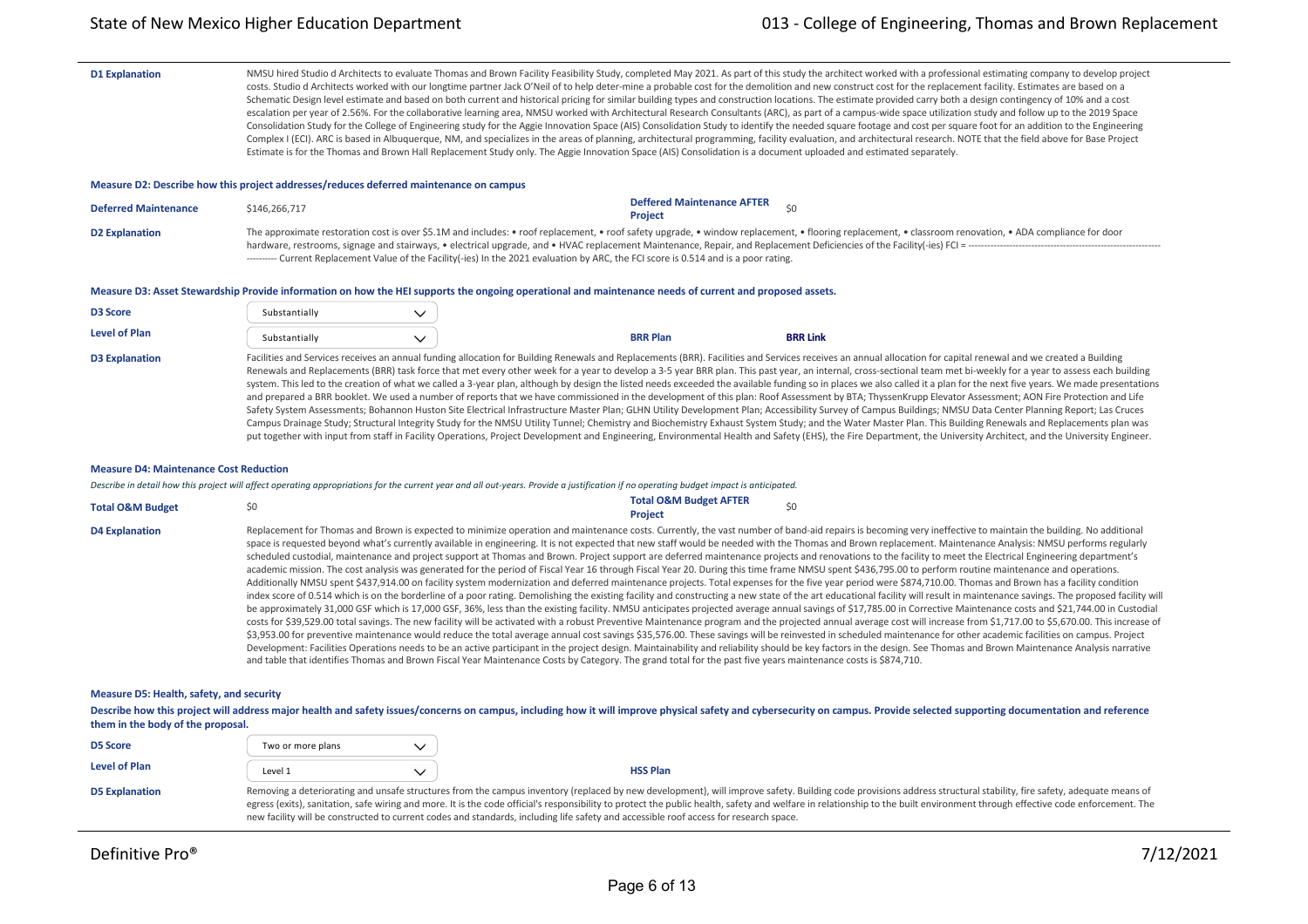**D1 Explanation**

NMSU hired Studio d Architects to evaluate Thomas and Brown Facility Feasibility Study, completed May 2021. As part of this study the architect worked with a professional estimating company to develop project costs. Studio d Architects worked with our longtime partner Jack O'Neil of to help deter-mine a probable cost for the demolition and new construct cost for the replacement facility. Estimates are based on a Schematic Design level estimate and based on both current and historical pricing for similar building types and construction locations. The estimate provided carry both a design contingency of 10% and a cost escalation per year of 2.56%. For the collaborative learning area, NMSU worked with Architectural Research Consultants (ARC), as part of a campus-wide space utilization study and follow up to the 2019 Space Consolidation Study for the College of Engineering study for the Aggie Innovation Space (AIS) Consolidation Study to identify the needed square footage and cost per square foot for an addition to the Engineering Complex I (ECI). ARC is based in Albuquerque, NM, and specializes in the areas of planning, architectural programming, facility evaluation, and architectural research. NOTE that the field above for Base Project Estimate is for the Thomas and Brown Hall Replacement Study only. The Aggie Innovation Space (AIS) Consolidation is a document uploaded and estimated separately.

#### Measure D2: Describe how this project addresses/reduces deferred maintenance on campus

| | | | |
|---|---|---|---|
| **Deferred Maintenance** | $146,266,717 | **Deffered Maintenance AFTER Project** | $0 |

**D2 Explanation**

The approximate restoration cost is over $5.1M and includes: • roof replacement, • roof safety upgrade, • window replacement, • flooring replacement, • classroom renovation, • ADA compliance for door hardware, restrooms, signage and stairways, • electrical upgrade, and • HVAC replacement Maintenance, Repair, and Replacement Deficiencies of the Facility(-ies) FCI = ------------------------------------------------------------ ---------- Current Replacement Value of the Facility(-ies) In the 2021 evaluation by ARC, the FCI score is 0.514 and is a poor rating.

#### Measure D3: Asset Stewardship Provide information on how the HEI supports the ongoing operational and maintenance needs of current and proposed assets.

| | | | |
|---|---|---|---|
| **D3 Score** | Substantially | | |
| **Level of Plan** | Substantially | **BRR Plan** | **BRR Link** |

**D3 Explanation**

Facilities and Services receives an annual funding allocation for Building Renewals and Replacements (BRR). Facilities and Services receives an annual allocation for capital renewal and we created a Building Renewals and Replacements (BRR) task force that met every other week for a year to develop a 3-5 year BRR plan. This past year, an internal, cross-sectional team met bi-weekly for a year to assess each building system. This led to the creation of what we called a 3-year plan, although by design the listed needs exceeded the available funding so in places we also called it a plan for the next five years. We made presentations and prepared a BRR booklet. We used a number of reports that we have commissioned in the development of this plan: Roof Assessment by BTA; ThyssenKrupp Elevator Assessment; AON Fire Protection and Life Safety System Assessments; Bohannon Huston Site Electrical Infrastructure Master Plan; GLHN Utility Development Plan; Accessibility Survey of Campus Buildings; NMSU Data Center Planning Report; Las Cruces Campus Drainage Study; Structural Integrity Study for the NMSU Utility Tunnel; Chemistry and Biochemistry Exhaust System Study; and the Water Master Plan. This Building Renewals and Replacements plan was put together with input from staff in Facility Operations, Project Development and Engineering, Environmental Health and Safety (EHS), the Fire Department, the University Architect, and the University Engineer.

#### Measure D4: Maintenance Cost Reduction

*Describe in detail how this project will affect operating appropriations for the current year and all out-years. Provide a justification if no operating budget impact is anticipated.*

| | | | |
|---|---|---|---|
| **Total O&M Budget** | $0 | **Total O&M Budget AFTER Project** | $0 |

**D4 Explanation**

Replacement for Thomas and Brown is expected to minimize operation and maintenance costs. Currently, the vast number of band-aid repairs is becoming very ineffective to maintain the building. No additional space is requested beyond what's currently available in engineering. It is not expected that new staff would be needed with the Thomas and Brown replacement. Maintenance Analysis: NMSU performs regularly scheduled custodial, maintenance and project support at Thomas and Brown. Project support are deferred maintenance projects and renovations to the facility to meet the Electrical Engineering department's academic mission. The cost analysis was generated for the period of Fiscal Year 16 through Fiscal Year 20. During this time frame NMSU spent $436,795.00 to perform routine maintenance and operations. Additionally NMSU spent $437,914.00 on facility system modernization and deferred maintenance projects. Total expenses for the five year period were $874,710.00. Thomas and Brown has a facility condition index score of 0.514 which is on the borderline of a poor rating. Demolishing the existing facility and constructing a new state of the art educational facility will result in maintenance savings. The proposed facility will be approximately 31,000 GSF which is 17,000 GSF, 36%, less than the existing facility. NMSU anticipates projected average annual savings of $17,785.00 in Corrective Maintenance costs and $21,744.00 in Custodial costs for $39,529.00 total savings. The new facility will be activated with a robust Preventive Maintenance program and the projected annual average cost will increase from $1,717.00 to $5,670.00. This increase of $3,953.00 for preventive maintenance would reduce the total average annual cost savings $35,576.00. These savings will be reinvested in scheduled maintenance for other academic facilities on campus. Project Development: Facilities Operations needs to be an active participant in the project design. Maintainability and reliability should be key factors in the design. See Thomas and Brown Maintenance Analysis narrative and table that identifies Thomas and Brown Fiscal Year Maintenance Costs by Category. The grand total for the past five years maintenance costs is $874,710.

#### Measure D5: Health, safety, and security

**Describe how this project will address major health and safety issues/concerns on campus, including how it will improve physical safety and cybersecurity on campus. Provide selected supporting documentation and reference them in the body of the proposal.**

| | | |
|---|---|---|
| **D5 Score** | Two or more plans | |
| **Level of Plan** | Level 1 | **HSS Plan** |

**D5 Explanation**

Removing a deteriorating and unsafe structures from the campus inventory (replaced by new development), will improve safety. Building code provisions address structural stability, fire safety, adequate means of egress (exits), sanitation, safe wiring and more. It is the code official's responsibility to protect the public health, safety and welfare in relationship to the built environment through effective code enforcement. The new facility will be constructed to current codes and standards, including life safety and accessible roof access for research space.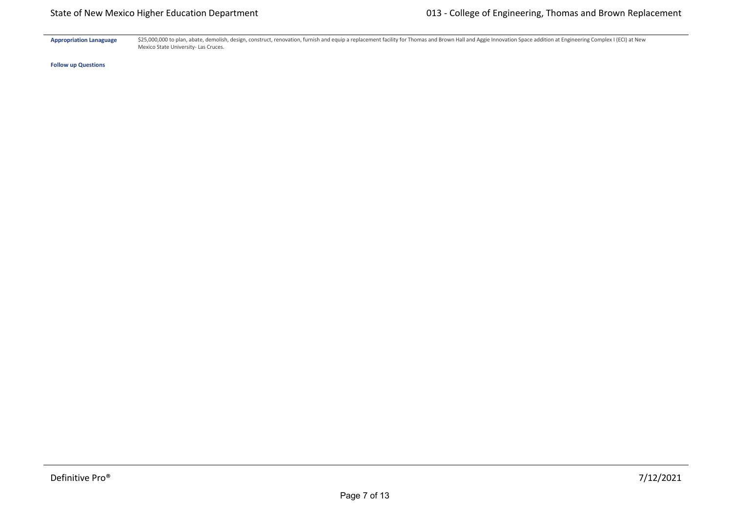**Appropriation Lanaguage**

$25,000,000 to plan, abate, demolish, design, construct, renovation, furnish and equip a replacement facility for Thomas and Brown Hall and Aggie Innovation Space addition at Engineering Complex I (ECI) at New Mexico State University- Las Cruces.

**Follow up Questions**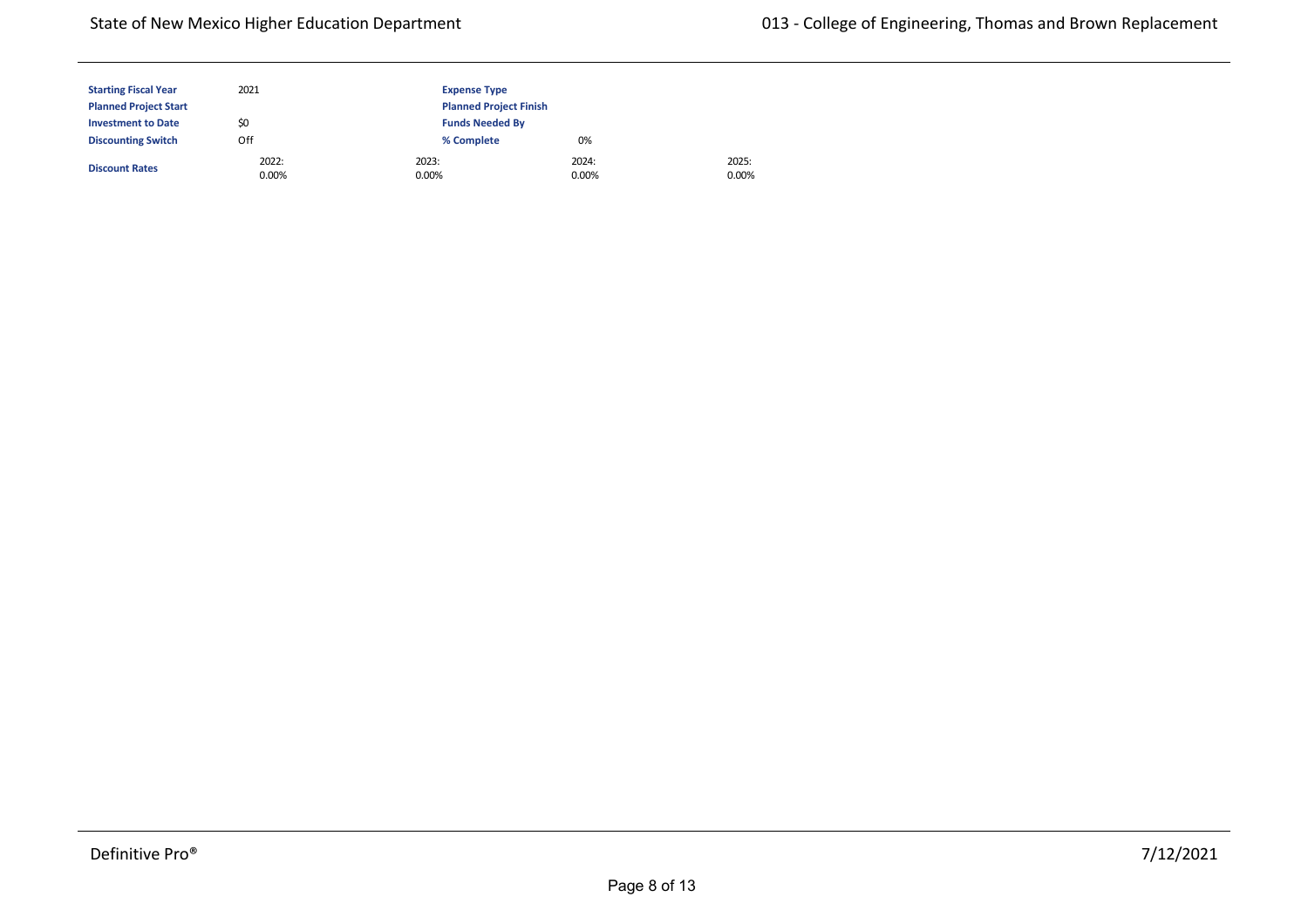| | | | |
|---|---|---|---|
| **Starting Fiscal Year** | 2021 | **Expense Type** | |
| **Planned Project Start** | | **Planned Project Finish** | |
| **Investment to Date** | $0 | **Funds Needed By** | |
| **Discounting Switch** | Off | **% Complete** | 0% |

| **Discount Rates** | 2022: | 2023: | 2024: | 2025: |
|---|---|---|---|---|
| | 0.00% | 0.00% | 0.00% | 0.00% |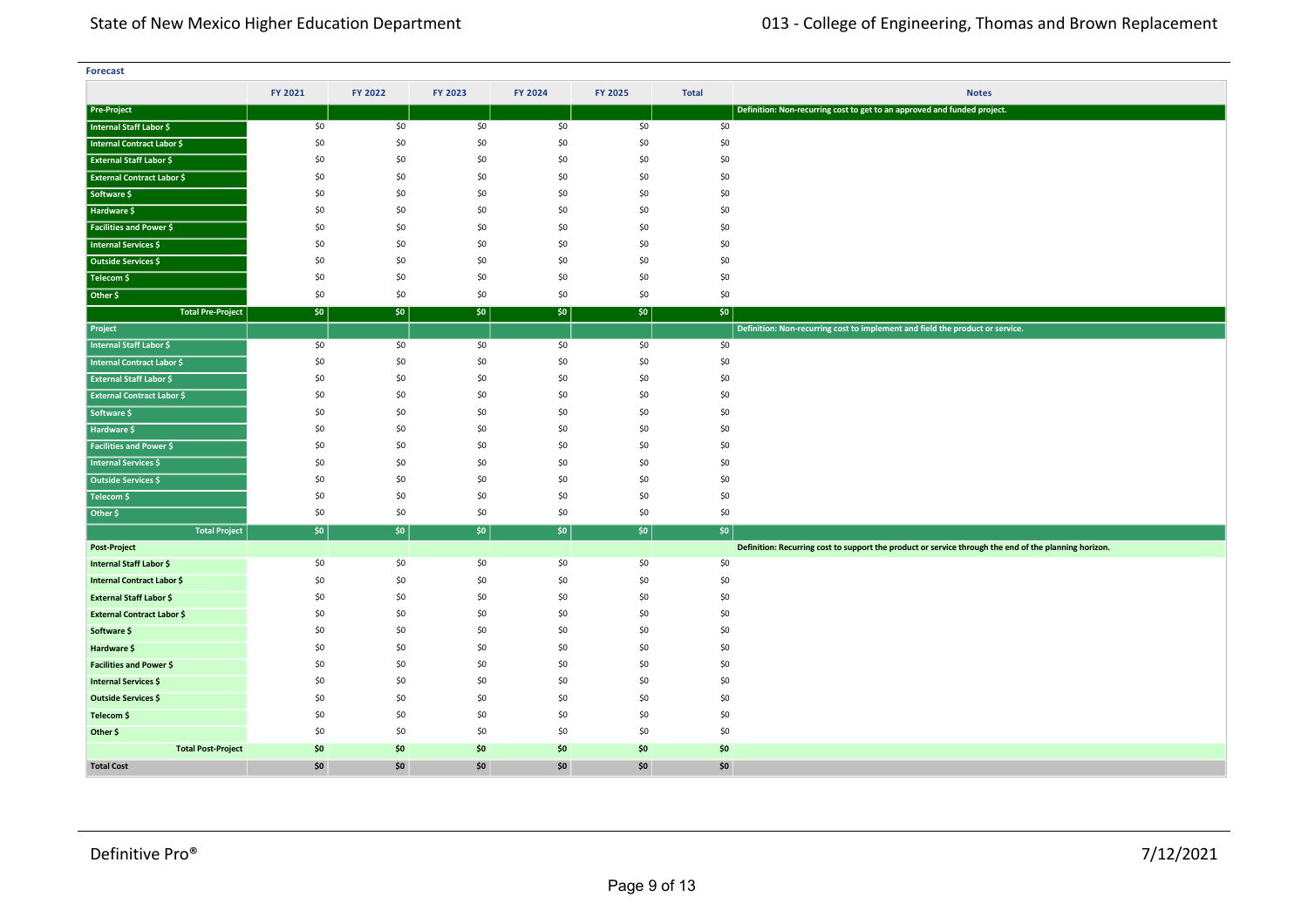**Forecast**

| | FY 2021 | FY 2022 | FY 2023 | FY 2024 | FY 2025 | Total | Notes |
|---|---|---|---|---|---|---|---|
| **Pre-Project** | | | | | | | **Definition: Non-recurring cost to get to an approved and funded project.** |
| **Internal Staff Labor $** | $0 | $0 | $0 | $0 | $0 | $0 | |
| **Internal Contract Labor $** | $0 | $0 | $0 | $0 | $0 | $0 | |
| **External Staff Labor $** | $0 | $0 | $0 | $0 | $0 | $0 | |
| **External Contract Labor $** | $0 | $0 | $0 | $0 | $0 | $0 | |
| **Software $** | $0 | $0 | $0 | $0 | $0 | $0 | |
| **Hardware $** | $0 | $0 | $0 | $0 | $0 | $0 | |
| **Facilities and Power $** | $0 | $0 | $0 | $0 | $0 | $0 | |
| **Internal Services $** | $0 | $0 | $0 | $0 | $0 | $0 | |
| **Outside Services $** | $0 | $0 | $0 | $0 | $0 | $0 | |
| **Telecom $** | $0 | $0 | $0 | $0 | $0 | $0 | |
| **Other $** | $0 | $0 | $0 | $0 | $0 | $0 | |
| **Total Pre-Project** | **$0** | **$0** | **$0** | **$0** | **$0** | **$0** | |
| **Project** | | | | | | | **Definition: Non-recurring cost to implement and field the product or service.** |
| **Internal Staff Labor $** | $0 | $0 | $0 | $0 | $0 | $0 | |
| **Internal Contract Labor $** | $0 | $0 | $0 | $0 | $0 | $0 | |
| **External Staff Labor $** | $0 | $0 | $0 | $0 | $0 | $0 | |
| **External Contract Labor $** | $0 | $0 | $0 | $0 | $0 | $0 | |
| **Software $** | $0 | $0 | $0 | $0 | $0 | $0 | |
| **Hardware $** | $0 | $0 | $0 | $0 | $0 | $0 | |
| **Facilities and Power $** | $0 | $0 | $0 | $0 | $0 | $0 | |
| **Internal Services $** | $0 | $0 | $0 | $0 | $0 | $0 | |
| **Outside Services $** | $0 | $0 | $0 | $0 | $0 | $0 | |
| **Telecom $** | $0 | $0 | $0 | $0 | $0 | $0 | |
| **Other $** | $0 | $0 | $0 | $0 | $0 | $0 | |
| **Total Project** | **$0** | **$0** | **$0** | **$0** | **$0** | **$0** | |
| **Post-Project** | | | | | | | **Definition: Recurring cost to support the product or service through the end of the planning horizon.** |
| **Internal Staff Labor $** | $0 | $0 | $0 | $0 | $0 | $0 | |
| **Internal Contract Labor $** | $0 | $0 | $0 | $0 | $0 | $0 | |
| **External Staff Labor $** | $0 | $0 | $0 | $0 | $0 | $0 | |
| **External Contract Labor $** | $0 | $0 | $0 | $0 | $0 | $0 | |
| **Software $** | $0 | $0 | $0 | $0 | $0 | $0 | |
| **Hardware $** | $0 | $0 | $0 | $0 | $0 | $0 | |
| **Facilities and Power $** | $0 | $0 | $0 | $0 | $0 | $0 | |
| **Internal Services $** | $0 | $0 | $0 | $0 | $0 | $0 | |
| **Outside Services $** | $0 | $0 | $0 | $0 | $0 | $0 | |
| **Telecom $** | $0 | $0 | $0 | $0 | $0 | $0 | |
| **Other $** | $0 | $0 | $0 | $0 | $0 | $0 | |
| **Total Post-Project** | **$0** | **$0** | **$0** | **$0** | **$0** | **$0** | |
| **Total Cost** | **$0** | **$0** | **$0** | **$0** | **$0** | **$0** | |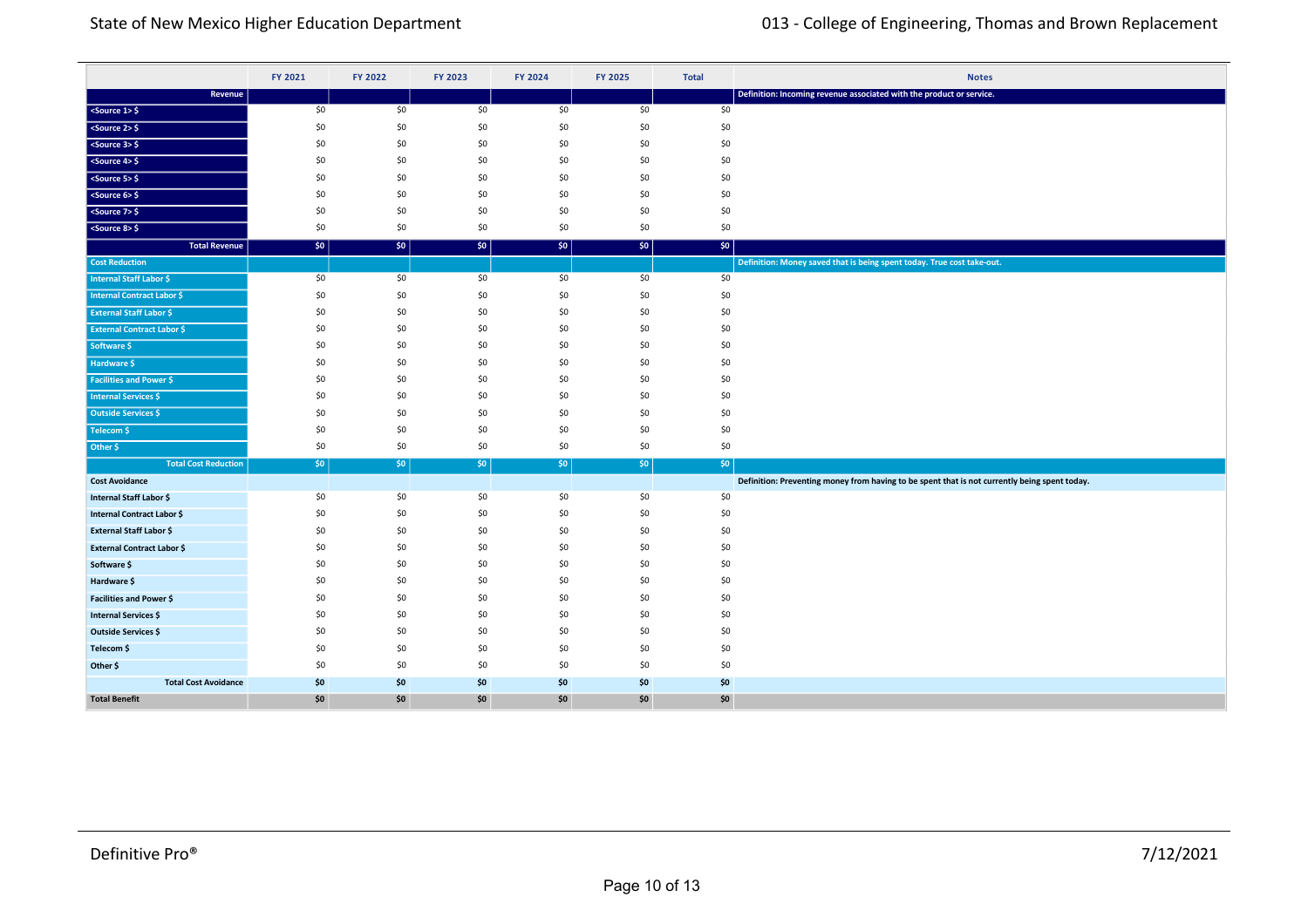| | FY 2021 | FY 2022 | FY 2023 | FY 2024 | FY 2025 | Total | Notes |
|---|---|---|---|---|---|---|---|
| **Revenue** | | | | | | | **Definition: Incoming revenue associated with the product or service.** |
| <Source 1> $ | $0 | $0 | $0 | $0 | $0 | $0 | |
| <Source 2> $ | $0 | $0 | $0 | $0 | $0 | $0 | |
| <Source 3> $ | $0 | $0 | $0 | $0 | $0 | $0 | |
| <Source 4> $ | $0 | $0 | $0 | $0 | $0 | $0 | |
| <Source 5> $ | $0 | $0 | $0 | $0 | $0 | $0 | |
| <Source 6> $ | $0 | $0 | $0 | $0 | $0 | $0 | |
| <Source 7> $ | $0 | $0 | $0 | $0 | $0 | $0 | |
| <Source 8> $ | $0 | $0 | $0 | $0 | $0 | $0 | |
| **Total Revenue** | **$0** | **$0** | **$0** | **$0** | **$0** | **$0** | |
| **Cost Reduction** | | | | | | | **Definition: Money saved that is being spent today. True cost take-out.** |
| Internal Staff Labor $ | $0 | $0 | $0 | $0 | $0 | $0 | |
| Internal Contract Labor $ | $0 | $0 | $0 | $0 | $0 | $0 | |
| External Staff Labor $ | $0 | $0 | $0 | $0 | $0 | $0 | |
| External Contract Labor $ | $0 | $0 | $0 | $0 | $0 | $0 | |
| Software $ | $0 | $0 | $0 | $0 | $0 | $0 | |
| Hardware $ | $0 | $0 | $0 | $0 | $0 | $0 | |
| Facilities and Power $ | $0 | $0 | $0 | $0 | $0 | $0 | |
| Internal Services $ | $0 | $0 | $0 | $0 | $0 | $0 | |
| Outside Services $ | $0 | $0 | $0 | $0 | $0 | $0 | |
| Telecom $ | $0 | $0 | $0 | $0 | $0 | $0 | |
| Other $ | $0 | $0 | $0 | $0 | $0 | $0 | |
| **Total Cost Reduction** | **$0** | **$0** | **$0** | **$0** | **$0** | **$0** | |
| **Cost Avoidance** | | | | | | | **Definition: Preventing money from having to be spent that is not currently being spent today.** |
| Internal Staff Labor $ | $0 | $0 | $0 | $0 | $0 | $0 | |
| Internal Contract Labor $ | $0 | $0 | $0 | $0 | $0 | $0 | |
| External Staff Labor $ | $0 | $0 | $0 | $0 | $0 | $0 | |
| External Contract Labor $ | $0 | $0 | $0 | $0 | $0 | $0 | |
| Software $ | $0 | $0 | $0 | $0 | $0 | $0 | |
| Hardware $ | $0 | $0 | $0 | $0 | $0 | $0 | |
| Facilities and Power $ | $0 | $0 | $0 | $0 | $0 | $0 | |
| Internal Services $ | $0 | $0 | $0 | $0 | $0 | $0 | |
| Outside Services $ | $0 | $0 | $0 | $0 | $0 | $0 | |
| Telecom $ | $0 | $0 | $0 | $0 | $0 | $0 | |
| Other $ | $0 | $0 | $0 | $0 | $0 | $0 | |
| **Total Cost Avoidance** | **$0** | **$0** | **$0** | **$0** | **$0** | **$0** | |
| **Total Benefit** | **$0** | **$0** | **$0** | **$0** | **$0** | **$0** | |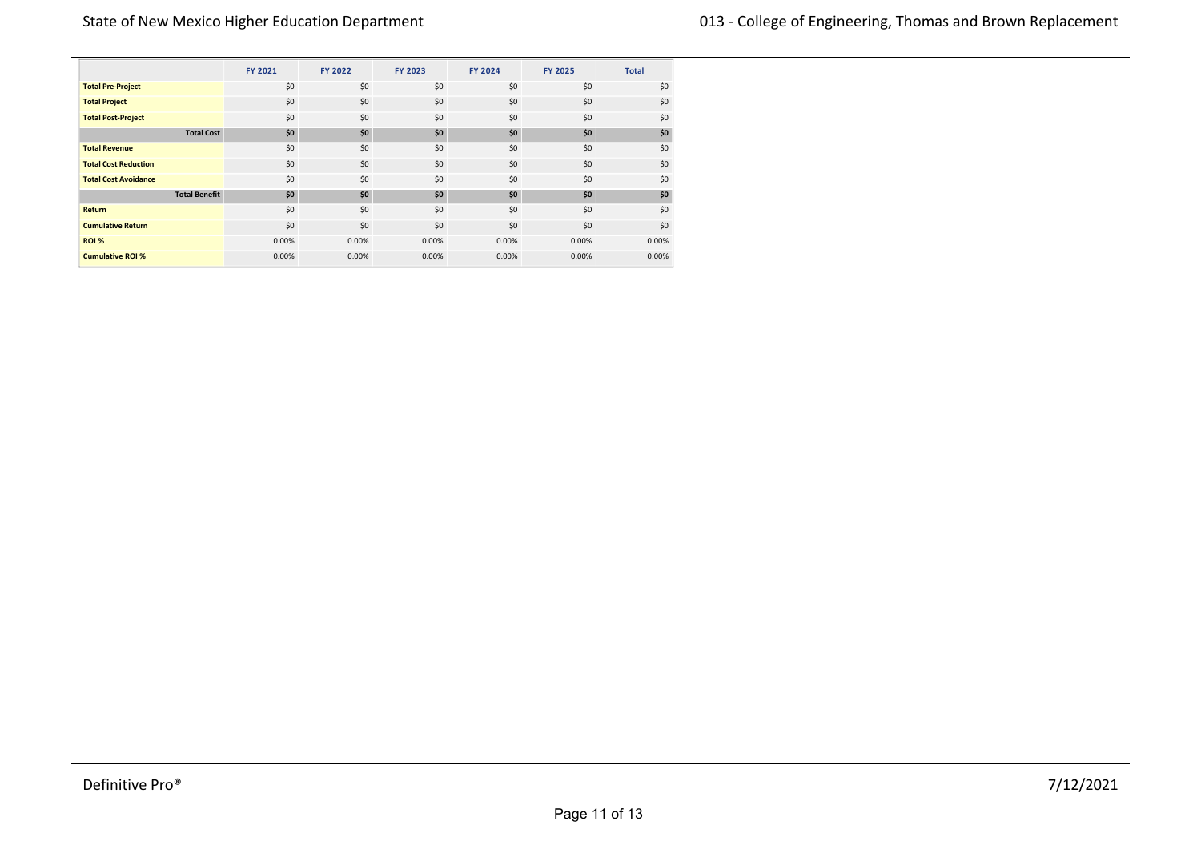| | FY 2021 | FY 2022 | FY 2023 | FY 2024 | FY 2025 | Total |
|---|---|---|---|---|---|---|
| **Total Pre-Project** | $0 | $0 | $0 | $0 | $0 | $0 |
| **Total Project** | $0 | $0 | $0 | $0 | $0 | $0 |
| **Total Post-Project** | $0 | $0 | $0 | $0 | $0 | $0 |
| **Total Cost** | **$0** | **$0** | **$0** | **$0** | **$0** | **$0** |
| **Total Revenue** | $0 | $0 | $0 | $0 | $0 | $0 |
| **Total Cost Reduction** | $0 | $0 | $0 | $0 | $0 | $0 |
| **Total Cost Avoidance** | $0 | $0 | $0 | $0 | $0 | $0 |
| **Total Benefit** | **$0** | **$0** | **$0** | **$0** | **$0** | **$0** |
| **Return** | $0 | $0 | $0 | $0 | $0 | $0 |
| **Cumulative Return** | $0 | $0 | $0 | $0 | $0 | $0 |
| **ROI %** | 0.00% | 0.00% | 0.00% | 0.00% | 0.00% | 0.00% |
| **Cumulative ROI %** | 0.00% | 0.00% | 0.00% | 0.00% | 0.00% | 0.00% |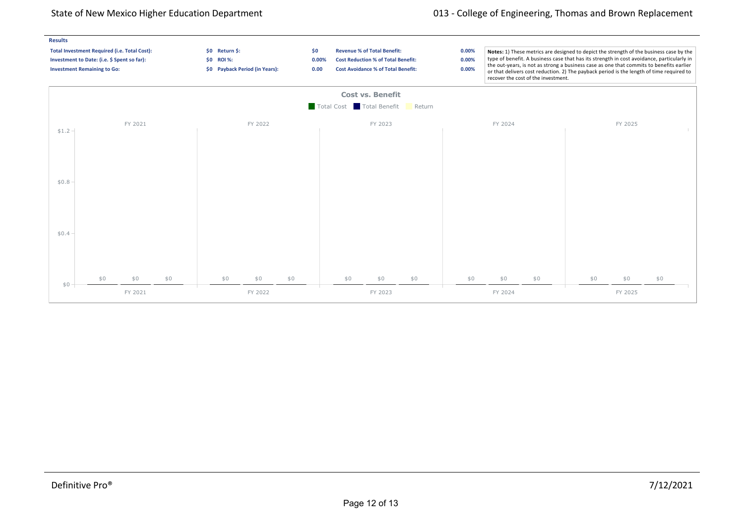**Results**

| | | | | | |
|---|---|---|---|---|---|
| **Total Investment Required (i.e. Total Cost):** | **$0** | **Return $:** | **$0** | **Revenue % of Total Benefit:** | **0.00%** |
| **Investment to Date: (i.e. $ Spent so far):** | **$0** | **ROI %:** | **0.00%** | **Cost Reduction % of Total Benefit:** | **0.00%** |
| **Investment Remaining to Go:** | **$0** | **Payback Period (in Years):** | **0.00** | **Cost Avoidance % of Total Benefit:** | **0.00%** |

**Notes:** 1) These metrics are designed to depict the strength of the business case by the type of benefit. A business case that has its strength in cost avoidance, particularly in the out-years, is not as strong a business case as one that commits to benefits earlier or that delivers cost reduction. 2) The payback period is the length of time required to recover the cost of the investment.

**Cost vs. Benefit**

Total Cost | Total Benefit | Return

| | FY 2021 | FY 2022 | FY 2023 | FY 2024 | FY 2025 |
|---|---|---|---|---|---|
| Total Cost | $0 | $0 | $0 | $0 | $0 |
| Total Benefit | $0 | $0 | $0 | $0 | $0 |
| Return | $0 | $0 | $0 | $0 | $0 |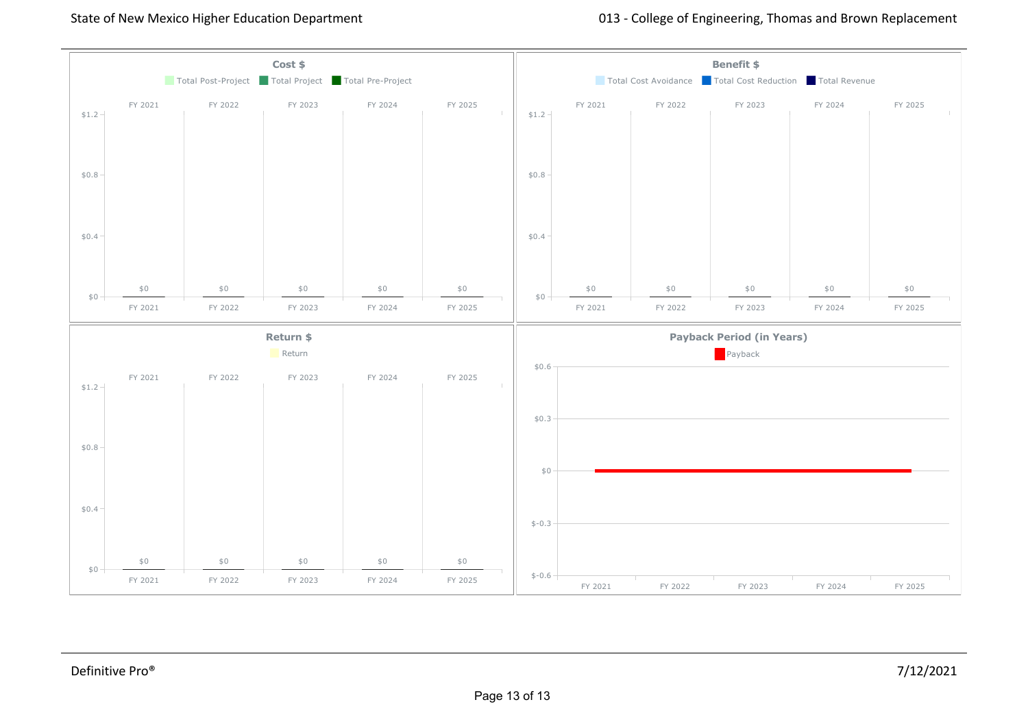Cost $

Total Post-Project Total Project Total Pre-Project

FY 2021 FY 2022 FY 2023 FY 2024 FY 2025

$1.2
$0.8
$0.4
$0

$0 $0 $0 $0 $0

FY 2021 FY 2022 FY 2023 FY 2024 FY 2025

Benefit $

Total Cost Avoidance Total Cost Reduction Total Revenue

FY 2021 FY 2022 FY 2023 FY 2024 FY 2025

$1.2
$0.8
$0.4
$0

$0 $0 $0 $0 $0

FY 2021 FY 2022 FY 2023 FY 2024 FY 2025

Return $

Return

FY 2021 FY 2022 FY 2023 FY 2024 FY 2025

$1.2
$0.8
$0.4
$0

$0 $0 $0 $0 $0

FY 2021 FY 2022 FY 2023 FY 2024 FY 2025

Payback Period (in Years)

Payback

$0.6
$0.3
$0
$-0.3
$-0.6

FY 2021 FY 2022 FY 2023 FY 2024 FY 2025